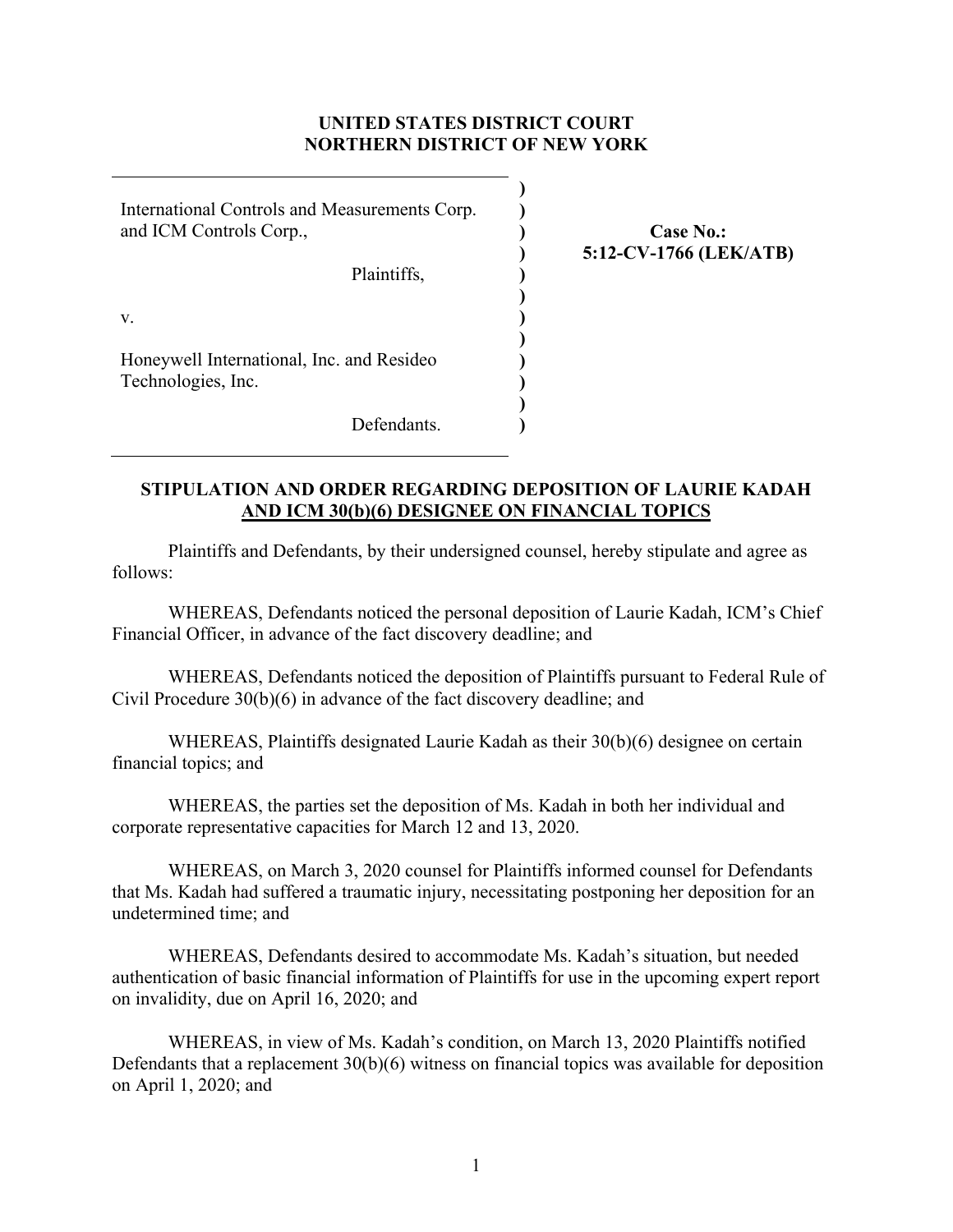**UNITED STATES DISTRICT COURT**
**NORTHERN DISTRICT OF NEW YORK**

| | |
|---|---|
| International Controls and Measurements Corp. and ICM Controls Corp.,<br><br>Plaintiffs,<br><br>v.<br><br>Honeywell International, Inc. and Resideo Technologies, Inc.<br><br>Defendants. | **Case No.: 5:12-CV-1766 (LEK/ATB)** |

**STIPULATION AND ORDER REGARDING DEPOSITION OF LAURIE KADAH AND ICM 30(b)(6) DESIGNEE ON FINANCIAL TOPICS**

Plaintiffs and Defendants, by their undersigned counsel, hereby stipulate and agree as follows:

WHEREAS, Defendants noticed the personal deposition of Laurie Kadah, ICM's Chief Financial Officer, in advance of the fact discovery deadline; and

WHEREAS, Defendants noticed the deposition of Plaintiffs pursuant to Federal Rule of Civil Procedure 30(b)(6) in advance of the fact discovery deadline; and

WHEREAS, Plaintiffs designated Laurie Kadah as their 30(b)(6) designee on certain financial topics; and

WHEREAS, the parties set the deposition of Ms. Kadah in both her individual and corporate representative capacities for March 12 and 13, 2020.

WHEREAS, on March 3, 2020 counsel for Plaintiffs informed counsel for Defendants that Ms. Kadah had suffered a traumatic injury, necessitating postponing her deposition for an undetermined time; and

WHEREAS, Defendants desired to accommodate Ms. Kadah's situation, but needed authentication of basic financial information of Plaintiffs for use in the upcoming expert report on invalidity, due on April 16, 2020; and

WHEREAS, in view of Ms. Kadah's condition, on March 13, 2020 Plaintiffs notified Defendants that a replacement 30(b)(6) witness on financial topics was available for deposition on April 1, 2020; and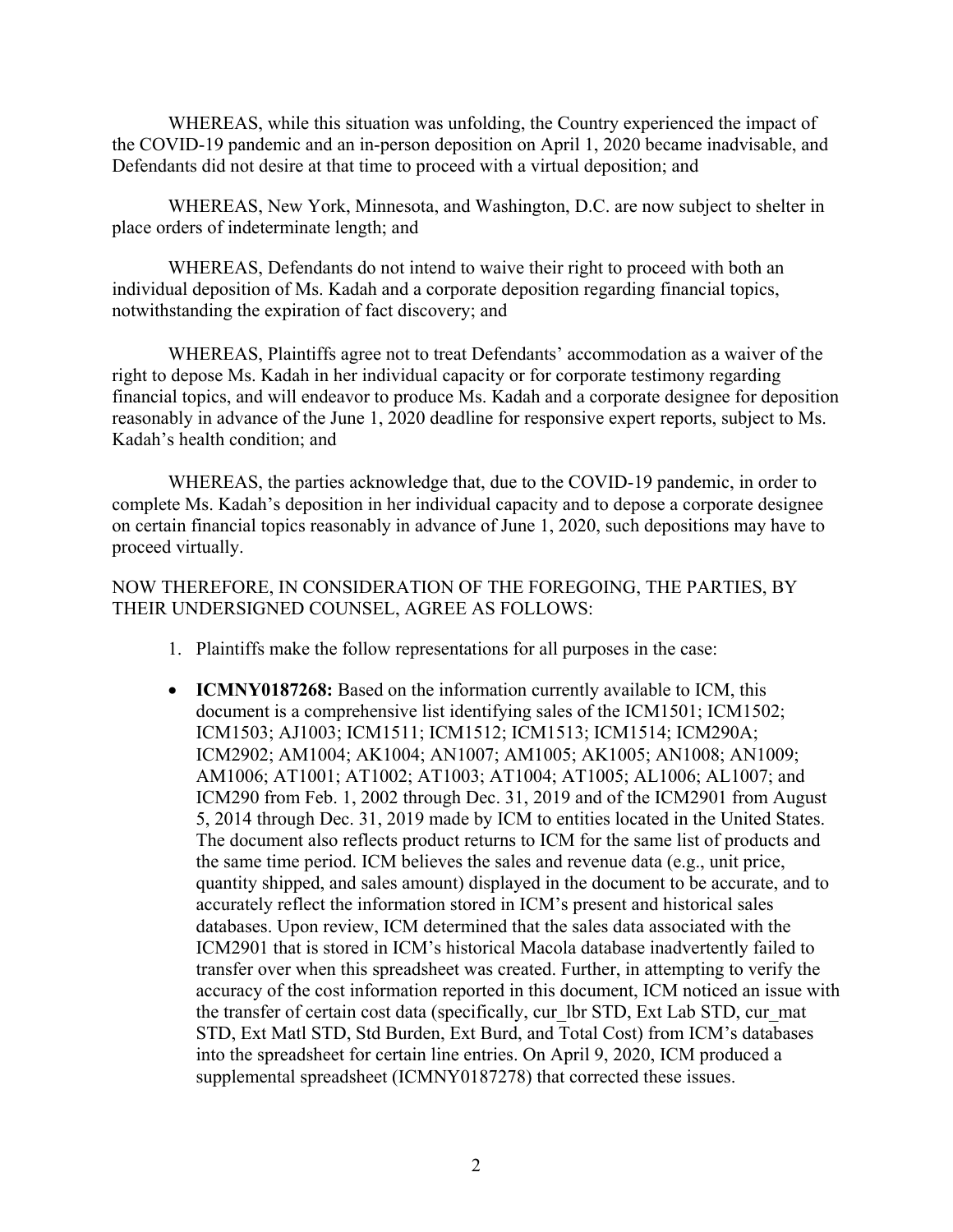WHEREAS, while this situation was unfolding, the Country experienced the impact of the COVID-19 pandemic and an in-person deposition on April 1, 2020 became inadvisable, and Defendants did not desire at that time to proceed with a virtual deposition; and

WHEREAS, New York, Minnesota, and Washington, D.C. are now subject to shelter in place orders of indeterminate length; and

WHEREAS, Defendants do not intend to waive their right to proceed with both an individual deposition of Ms. Kadah and a corporate deposition regarding financial topics, notwithstanding the expiration of fact discovery; and

WHEREAS, Plaintiffs agree not to treat Defendants' accommodation as a waiver of the right to depose Ms. Kadah in her individual capacity or for corporate testimony regarding financial topics, and will endeavor to produce Ms. Kadah and a corporate designee for deposition reasonably in advance of the June 1, 2020 deadline for responsive expert reports, subject to Ms. Kadah's health condition; and

WHEREAS, the parties acknowledge that, due to the COVID-19 pandemic, in order to complete Ms. Kadah's deposition in her individual capacity and to depose a corporate designee on certain financial topics reasonably in advance of June 1, 2020, such depositions may have to proceed virtually.

NOW THEREFORE, IN CONSIDERATION OF THE FOREGOING, THE PARTIES, BY THEIR UNDERSIGNED COUNSEL, AGREE AS FOLLOWS:

1. Plaintiffs make the follow representations for all purposes in the case:

- **ICMNY0187268:** Based on the information currently available to ICM, this document is a comprehensive list identifying sales of the ICM1501; ICM1502; ICM1503; AJ1003; ICM1511; ICM1512; ICM1513; ICM1514; ICM290A; ICM2902; AM1004; AK1004; AN1007; AM1005; AK1005; AN1008; AN1009; AM1006; AT1001; AT1002; AT1003; AT1004; AT1005; AL1006; AL1007; and ICM290 from Feb. 1, 2002 through Dec. 31, 2019 and of the ICM2901 from August 5, 2014 through Dec. 31, 2019 made by ICM to entities located in the United States. The document also reflects product returns to ICM for the same list of products and the same time period. ICM believes the sales and revenue data (e.g., unit price, quantity shipped, and sales amount) displayed in the document to be accurate, and to accurately reflect the information stored in ICM's present and historical sales databases. Upon review, ICM determined that the sales data associated with the ICM2901 that is stored in ICM's historical Macola database inadvertently failed to transfer over when this spreadsheet was created. Further, in attempting to verify the accuracy of the cost information reported in this document, ICM noticed an issue with the transfer of certain cost data (specifically, cur_lbr STD, Ext Lab STD, cur_mat STD, Ext Matl STD, Std Burden, Ext Burd, and Total Cost) from ICM's databases into the spreadsheet for certain line entries. On April 9, 2020, ICM produced a supplemental spreadsheet (ICMNY0187278) that corrected these issues.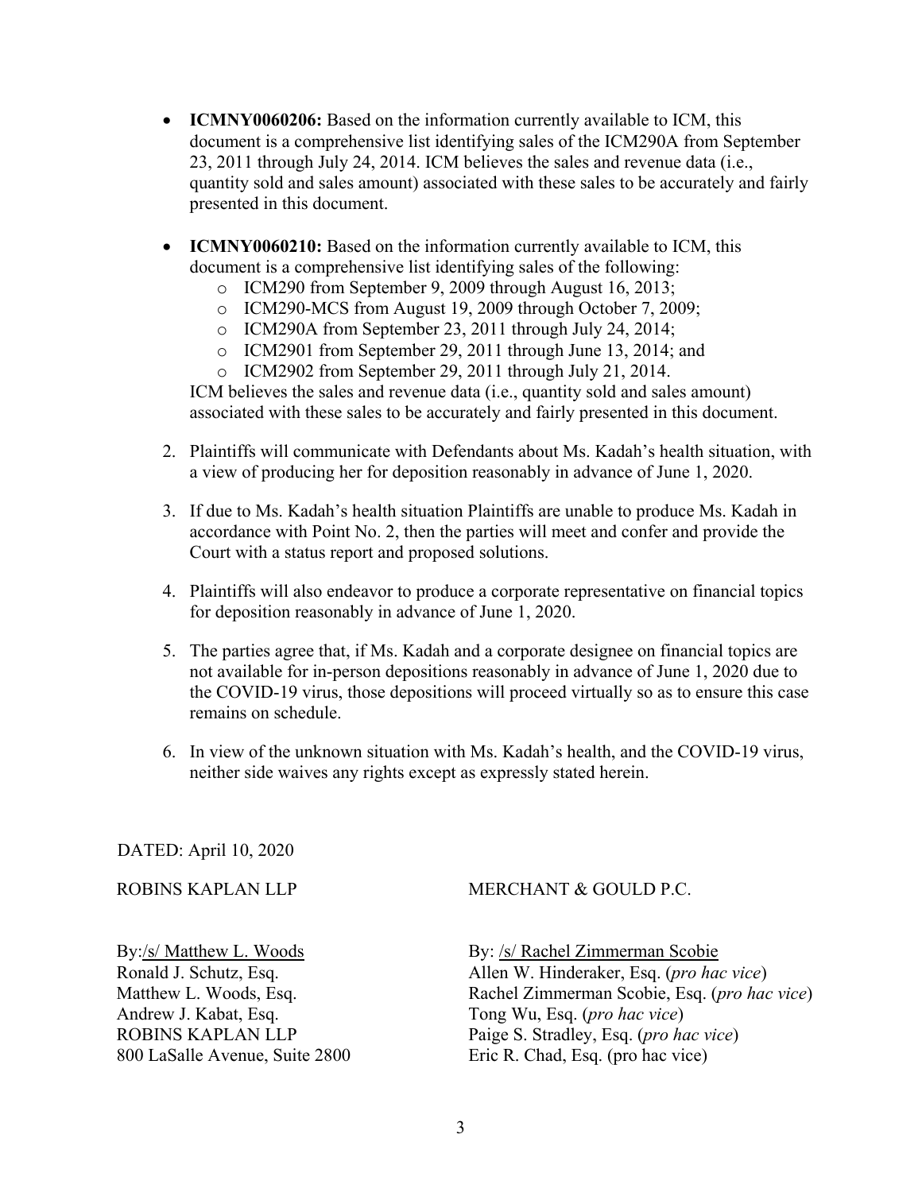- **ICMNY0060206:** Based on the information currently available to ICM, this document is a comprehensive list identifying sales of the ICM290A from September 23, 2011 through July 24, 2014. ICM believes the sales and revenue data (i.e., quantity sold and sales amount) associated with these sales to be accurately and fairly presented in this document.

- **ICMNY0060210:** Based on the information currently available to ICM, this document is a comprehensive list identifying sales of the following:
  - ICM290 from September 9, 2009 through August 16, 2013;
  - ICM290-MCS from August 19, 2009 through October 7, 2009;
  - ICM290A from September 23, 2011 through July 24, 2014;
  - ICM2901 from September 29, 2011 through June 13, 2014; and
  - ICM2902 from September 29, 2011 through July 21, 2014.

  ICM believes the sales and revenue data (i.e., quantity sold and sales amount) associated with these sales to be accurately and fairly presented in this document.

2. Plaintiffs will communicate with Defendants about Ms. Kadah's health situation, with a view of producing her for deposition reasonably in advance of June 1, 2020.

3. If due to Ms. Kadah's health situation Plaintiffs are unable to produce Ms. Kadah in accordance with Point No. 2, then the parties will meet and confer and provide the Court with a status report and proposed solutions.

4. Plaintiffs will also endeavor to produce a corporate representative on financial topics for deposition reasonably in advance of June 1, 2020.

5. The parties agree that, if Ms. Kadah and a corporate designee on financial topics are not available for in-person depositions reasonably in advance of June 1, 2020 due to the COVID-19 virus, those depositions will proceed virtually so as to ensure this case remains on schedule.

6. In view of the unknown situation with Ms. Kadah's health, and the COVID-19 virus, neither side waives any rights except as expressly stated herein.

DATED: April 10, 2020

ROBINS KAPLAN LLP

By: /s/ Matthew L. Woods
Ronald J. Schutz, Esq.
Matthew L. Woods, Esq.
Andrew J. Kabat, Esq.
ROBINS KAPLAN LLP
800 LaSalle Avenue, Suite 2800

MERCHANT & GOULD P.C.

By: /s/ Rachel Zimmerman Scobie
Allen W. Hinderaker, Esq. (*pro hac vice*)
Rachel Zimmerman Scobie, Esq. (*pro hac vice*)
Tong Wu, Esq. (*pro hac vice*)
Paige S. Stradley, Esq. (*pro hac vice*)
Eric R. Chad, Esq. (pro hac vice)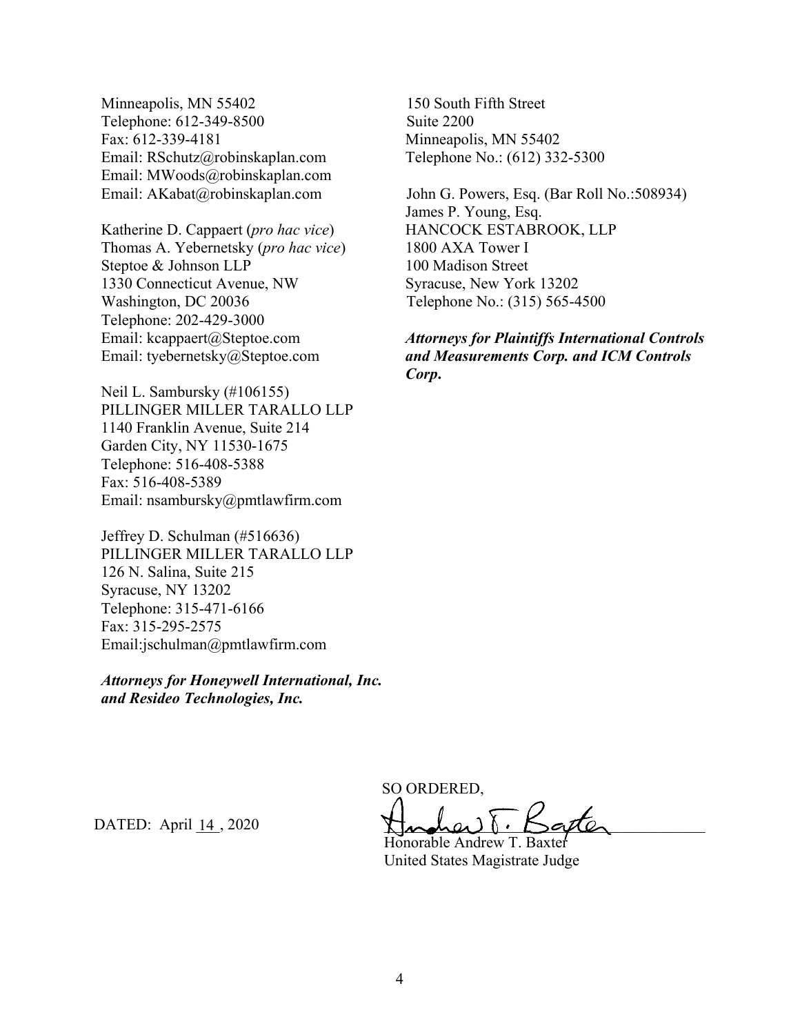Minneapolis, MN 55402
Telephone: 612-349-8500
Fax: 612-339-4181
Email: RSchutz@robinskaplan.com
Email: MWoods@robinskaplan.com
Email: AKabat@robinskaplan.com

Katherine D. Cappaert (*pro hac vice*)
Thomas A. Yebernetsky (*pro hac vice*)
Steptoe & Johnson LLP
1330 Connecticut Avenue, NW
Washington, DC 20036
Telephone: 202-429-3000
Email: kcappaert@Steptoe.com
Email: tyebernetsky@Steptoe.com

Neil L. Sambursky (#106155)
PILLINGER MILLER TARALLO LLP
1140 Franklin Avenue, Suite 214
Garden City, NY 11530-1675
Telephone: 516-408-5388
Fax: 516-408-5389
Email: nsambursky@pmtlawfirm.com

Jeffrey D. Schulman (#516636)
PILLINGER MILLER TARALLO LLP
126 N. Salina, Suite 215
Syracuse, NY 13202
Telephone: 315-471-6166
Fax: 315-295-2575
Email:jschulman@pmtlawfirm.com

***Attorneys for Honeywell International, Inc. and Resideo Technologies, Inc.***

150 South Fifth Street
Suite 2200
Minneapolis, MN 55402
Telephone No.: (612) 332-5300

John G. Powers, Esq. (Bar Roll No.:508934)
James P. Young, Esq.
HANCOCK ESTABROOK, LLP
1800 AXA Tower I
100 Madison Street
Syracuse, New York 13202
Telephone No.: (315) 565-4500

***Attorneys for Plaintiffs International Controls and Measurements Corp. and ICM Controls Corp.***

DATED: April 14 , 2020

SO ORDERED,

Honorable Andrew T. Baxter
United States Magistrate Judge